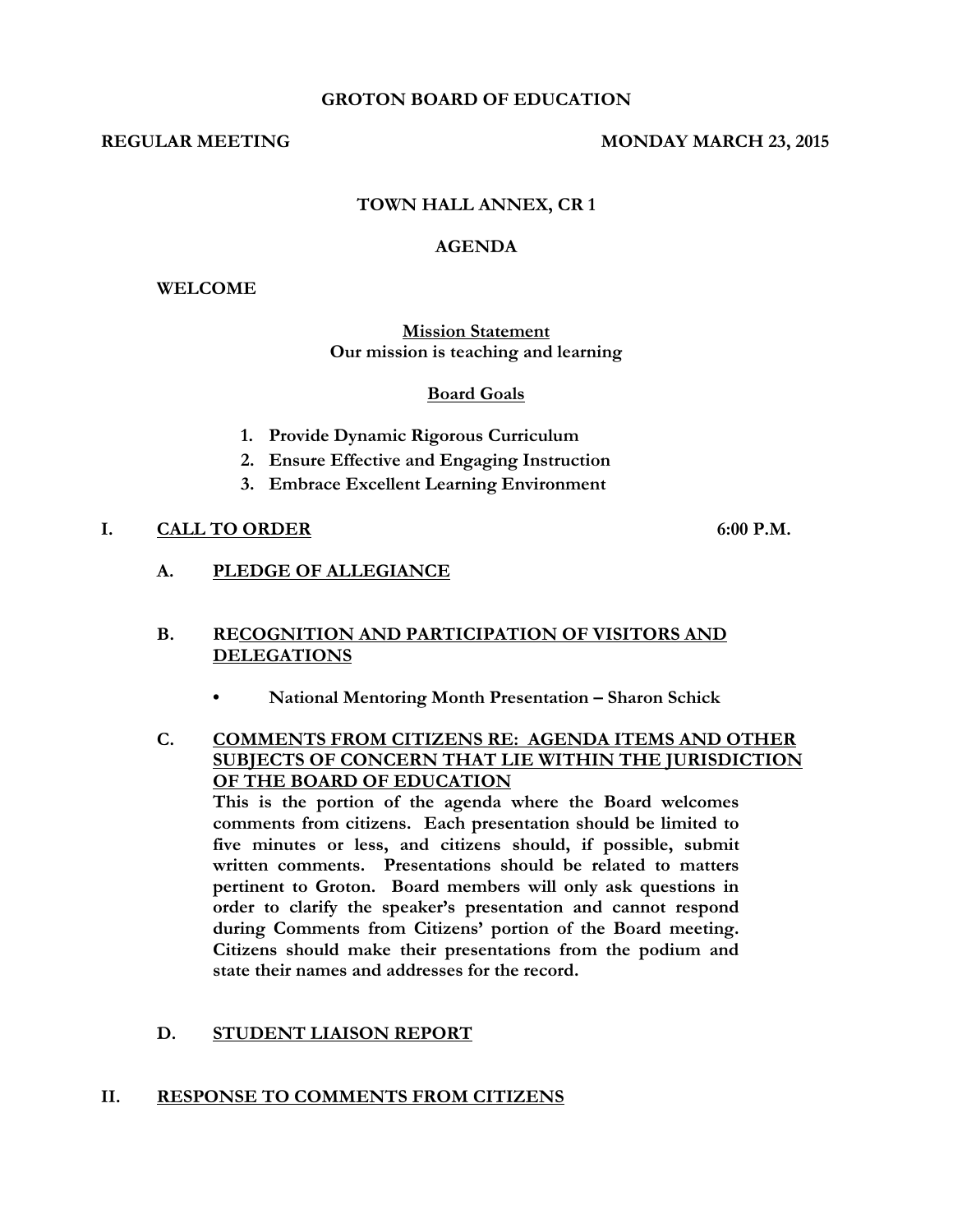# GROTON BOARD OF EDUCATION

**REGULAR MEETING** **MONDAY MARCH 23, 2015**

**TOWN HALL ANNEX, CR 1**

**AGENDA**

**WELCOME**

**Mission Statement**
**Our mission is teaching and learning**

**Board Goals**

1. **Provide Dynamic Rigorous Curriculum**
2. **Ensure Effective and Engaging Instruction**
3. **Embrace Excellent Learning Environment**

## I. CALL TO ORDER 6:00 P.M.

### A. PLEDGE OF ALLEGIANCE

### B. RECOGNITION AND PARTICIPATION OF VISITORS AND DELEGATIONS

- **National Mentoring Month Presentation – Sharon Schick**

### C. COMMENTS FROM CITIZENS RE: AGENDA ITEMS AND OTHER SUBJECTS OF CONCERN THAT LIE WITHIN THE JURISDICTION OF THE BOARD OF EDUCATION

**This is the portion of the agenda where the Board welcomes comments from citizens. Each presentation should be limited to five minutes or less, and citizens should, if possible, submit written comments. Presentations should be related to matters pertinent to Groton. Board members will only ask questions in order to clarify the speaker's presentation and cannot respond during Comments from Citizens' portion of the Board meeting. Citizens should make their presentations from the podium and state their names and addresses for the record.**

### D. STUDENT LIAISON REPORT

## II. RESPONSE TO COMMENTS FROM CITIZENS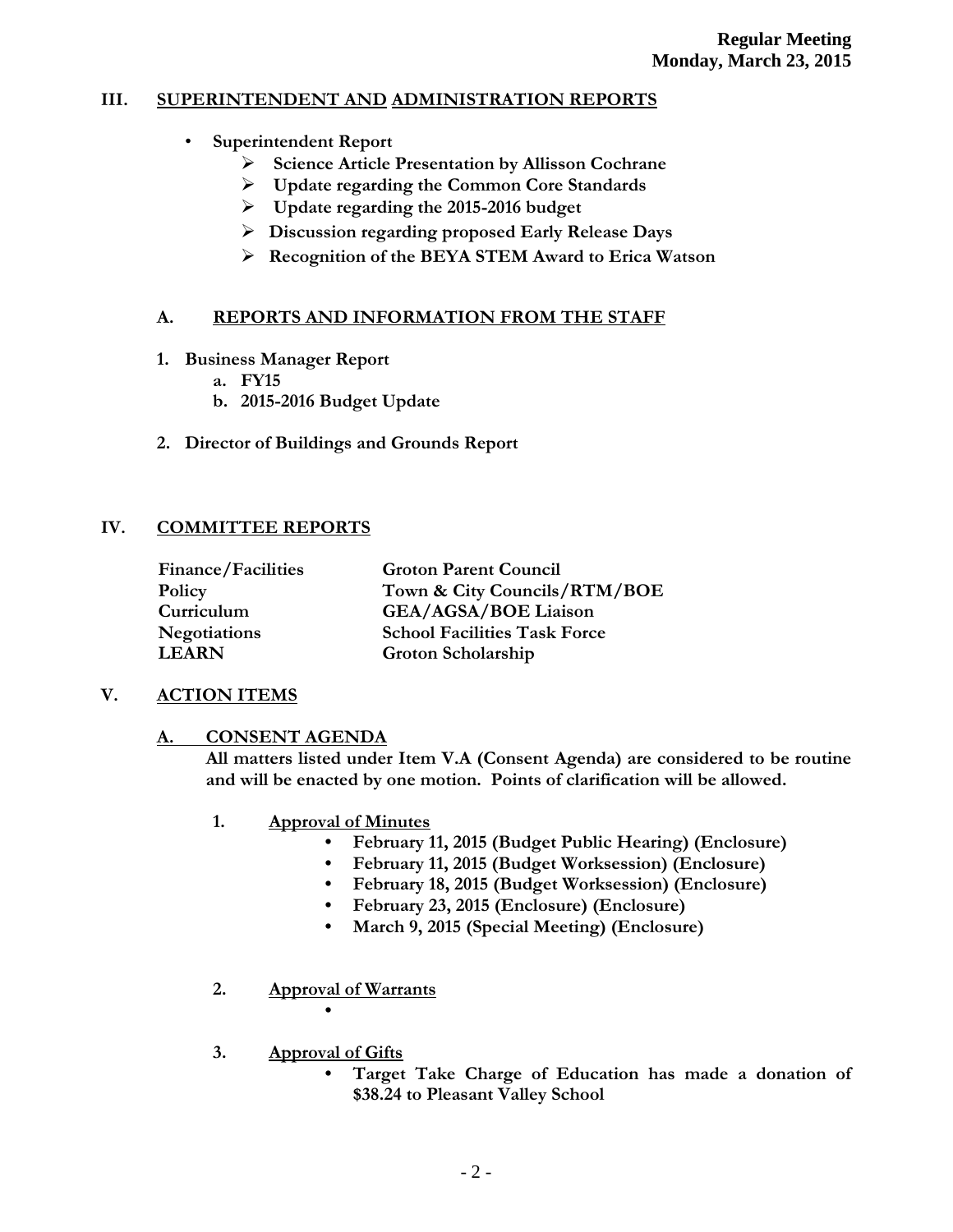## III. SUPERINTENDENT AND ADMINISTRATION REPORTS

- **Superintendent Report**
  - **Science Article Presentation by Allisson Cochrane**
  - **Update regarding the Common Core Standards**
  - **Update regarding the 2015-2016 budget**
  - **Discussion regarding proposed Early Release Days**
  - **Recognition of the BEYA STEM Award to Erica Watson**

### A. REPORTS AND INFORMATION FROM THE STAFF

1. **Business Manager Report**
   a. **FY15**
   b. **2015-2016 Budget Update**

2. **Director of Buildings and Grounds Report**

## IV. COMMITTEE REPORTS

| | |
|---|---|
| **Finance/Facilities** | **Groton Parent Council** |
| **Policy** | **Town & City Councils/RTM/BOE** |
| **Curriculum** | **GEA/AGSA/BOE Liaison** |
| **Negotiations** | **School Facilities Task Force** |
| **LEARN** | **Groton Scholarship** |

## V. ACTION ITEMS

### A. CONSENT AGENDA

**All matters listed under Item V.A (Consent Agenda) are considered to be routine and will be enacted by one motion. Points of clarification will be allowed.**

1. **Approval of Minutes**
   - **February 11, 2015 (Budget Public Hearing) (Enclosure)**
   - **February 11, 2015 (Budget Worksession) (Enclosure)**
   - **February 18, 2015 (Budget Worksession) (Enclosure)**
   - **February 23, 2015 (Enclosure) (Enclosure)**
   - **March 9, 2015 (Special Meeting) (Enclosure)**

2. **Approval of Warrants**
   -

3. **Approval of Gifts**
   - **Target Take Charge of Education has made a donation of $38.24 to Pleasant Valley School**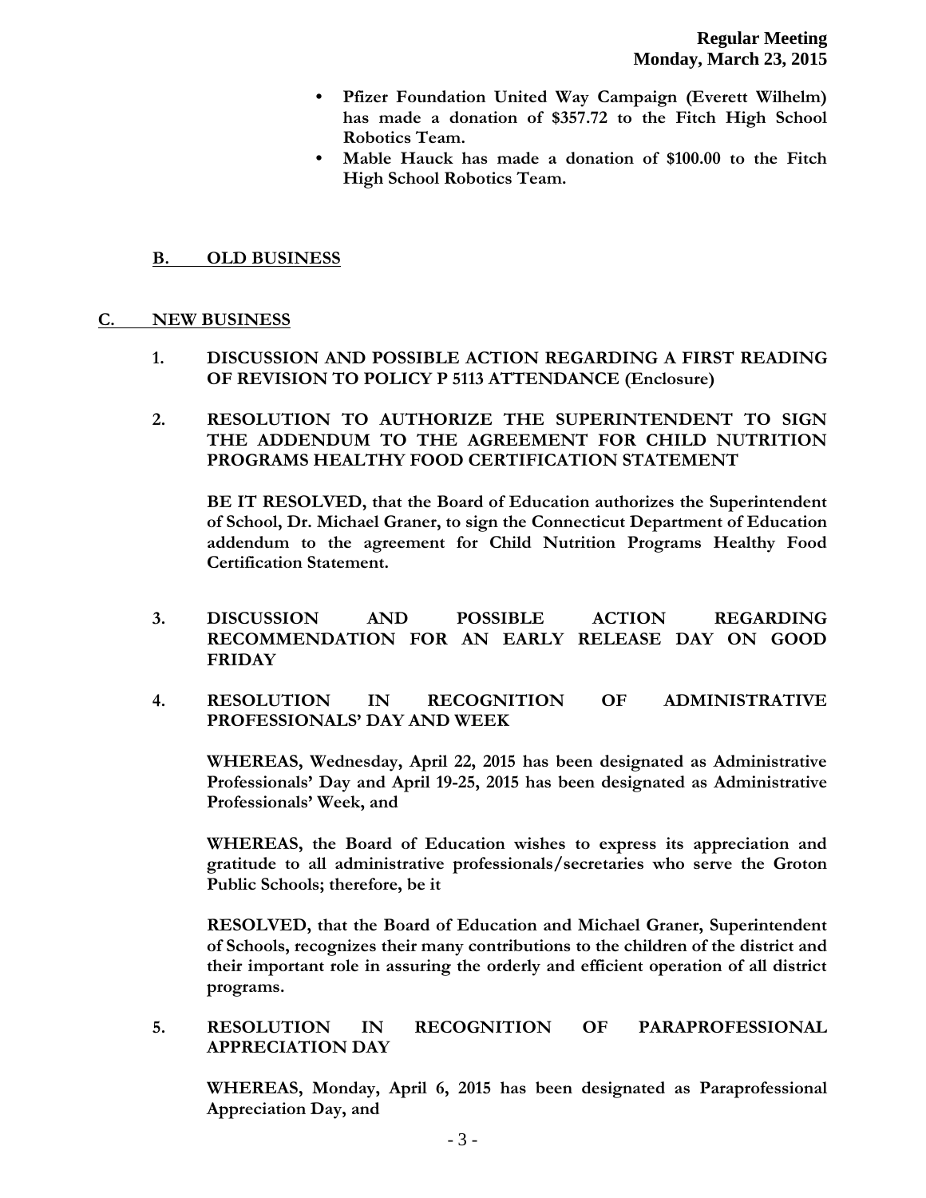- **Pfizer Foundation United Way Campaign (Everett Wilhelm) has made a donation of $357.72 to the Fitch High School Robotics Team.**
- **Mable Hauck has made a donation of $100.00 to the Fitch High School Robotics Team.**

## B. OLD BUSINESS

## C. NEW BUSINESS

**1. DISCUSSION AND POSSIBLE ACTION REGARDING A FIRST READING OF REVISION TO POLICY P 5113 ATTENDANCE (Enclosure)**

**2. RESOLUTION TO AUTHORIZE THE SUPERINTENDENT TO SIGN THE ADDENDUM TO THE AGREEMENT FOR CHILD NUTRITION PROGRAMS HEALTHY FOOD CERTIFICATION STATEMENT**

**BE IT RESOLVED, that the Board of Education authorizes the Superintendent of School, Dr. Michael Graner, to sign the Connecticut Department of Education addendum to the agreement for Child Nutrition Programs Healthy Food Certification Statement.**

**3. DISCUSSION AND POSSIBLE ACTION REGARDING RECOMMENDATION FOR AN EARLY RELEASE DAY ON GOOD FRIDAY**

**4. RESOLUTION IN RECOGNITION OF ADMINISTRATIVE PROFESSIONALS' DAY AND WEEK**

**WHEREAS, Wednesday, April 22, 2015 has been designated as Administrative Professionals' Day and April 19-25, 2015 has been designated as Administrative Professionals' Week, and**

**WHEREAS, the Board of Education wishes to express its appreciation and gratitude to all administrative professionals/secretaries who serve the Groton Public Schools; therefore, be it**

**RESOLVED, that the Board of Education and Michael Graner, Superintendent of Schools, recognizes their many contributions to the children of the district and their important role in assuring the orderly and efficient operation of all district programs.**

**5. RESOLUTION IN RECOGNITION OF PARAPROFESSIONAL APPRECIATION DAY**

**WHEREAS, Monday, April 6, 2015 has been designated as Paraprofessional Appreciation Day, and**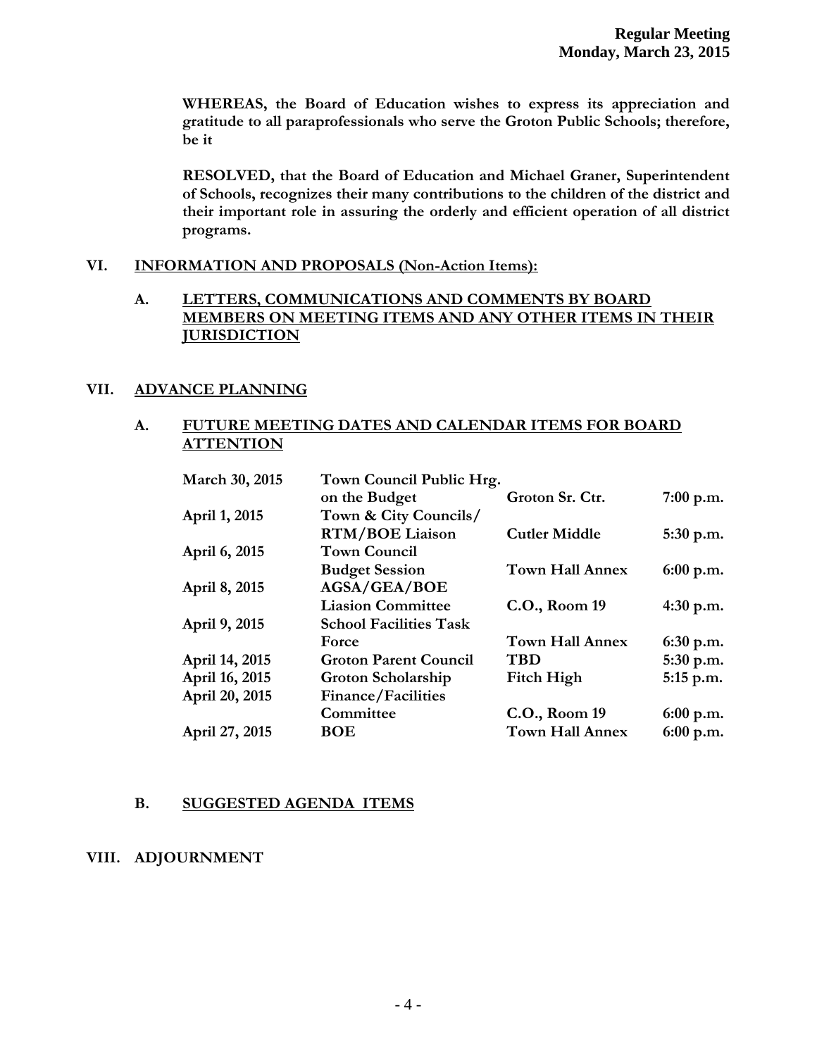**WHEREAS, the Board of Education wishes to express its appreciation and gratitude to all paraprofessionals who serve the Groton Public Schools; therefore, be it**

**RESOLVED, that the Board of Education and Michael Graner, Superintendent of Schools, recognizes their many contributions to the children of the district and their important role in assuring the orderly and efficient operation of all district programs.**

## VI. INFORMATION AND PROPOSALS (Non-Action Items):

### A. LETTERS, COMMUNICATIONS AND COMMENTS BY BOARD MEMBERS ON MEETING ITEMS AND ANY OTHER ITEMS IN THEIR JURISDICTION

## VII. ADVANCE PLANNING

### A. FUTURE MEETING DATES AND CALENDAR ITEMS FOR BOARD ATTENTION

| | | | |
|---|---|---|---|
| **March 30, 2015** | **Town Council Public Hrg. on the Budget** | **Groton Sr. Ctr.** | **7:00 p.m.** |
| **April 1, 2015** | **Town & City Councils/ RTM/BOE Liaison** | **Cutler Middle** | **5:30 p.m.** |
| **April 6, 2015** | **Town Council Budget Session** | **Town Hall Annex** | **6:00 p.m.** |
| **April 8, 2015** | **AGSA/GEA/BOE Liasion Committee** | **C.O., Room 19** | **4:30 p.m.** |
| **April 9, 2015** | **School Facilities Task Force** | **Town Hall Annex** | **6:30 p.m.** |
| **April 14, 2015** | **Groton Parent Council** | **TBD** | **5:30 p.m.** |
| **April 16, 2015** | **Groton Scholarship** | **Fitch High** | **5:15 p.m.** |
| **April 20, 2015** | **Finance/Facilities Committee** | **C.O., Room 19** | **6:00 p.m.** |
| **April 27, 2015** | **BOE** | **Town Hall Annex** | **6:00 p.m.** |

### B. SUGGESTED AGENDA ITEMS

## VIII. ADJOURNMENT